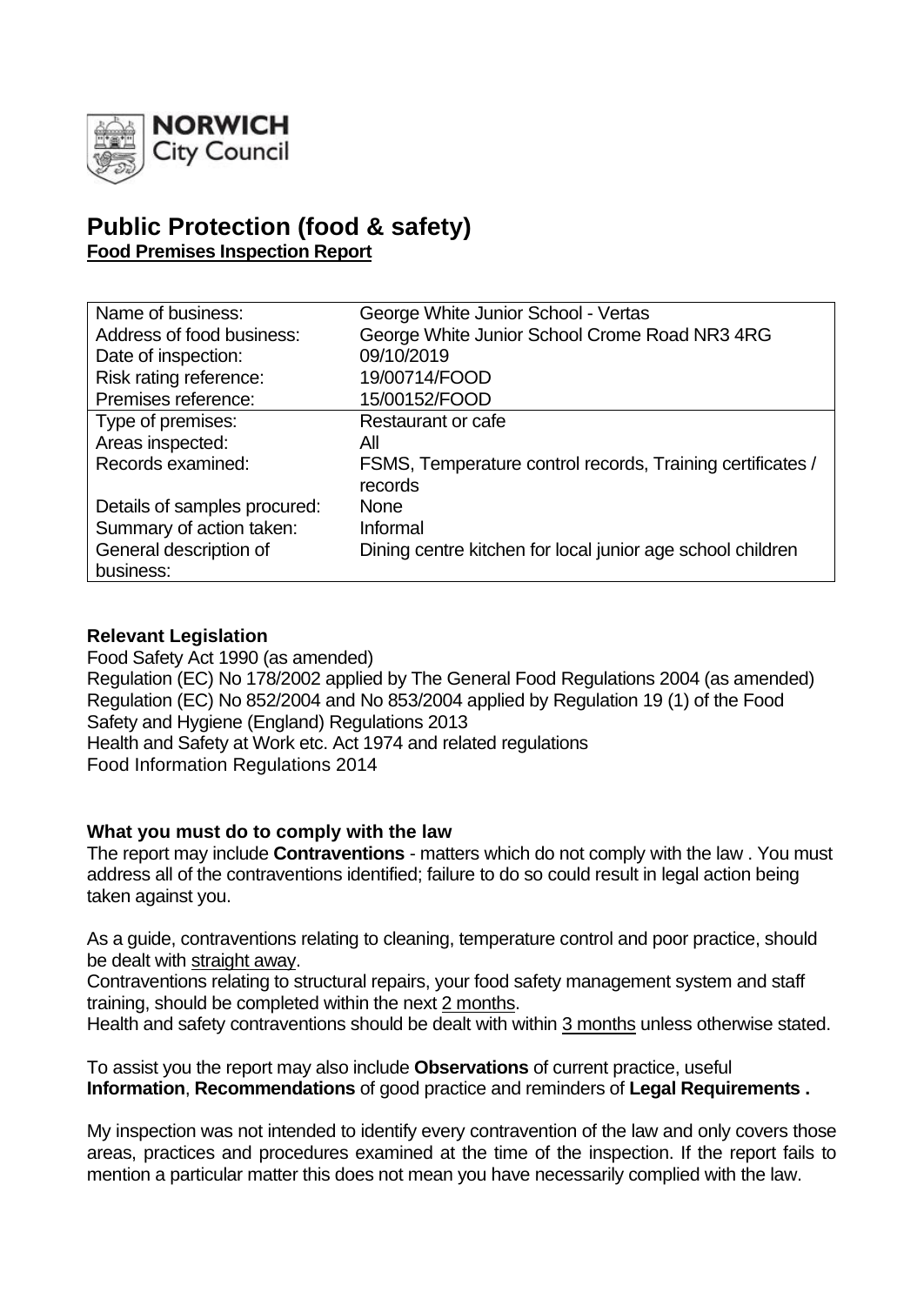NORWICH City Council

# Public Protection (food & safety)

**Food Premises Inspection Report**

| Name of business: | George White Junior School - Vertas |
|---|---|
| Address of food business: | George White Junior School Crome Road NR3 4RG |
| Date of inspection: | 09/10/2019 |
| Risk rating reference: | 19/00714/FOOD |
| Premises reference: | 15/00152/FOOD |
| Type of premises: | Restaurant or cafe |
| Areas inspected: | All |
| Records examined: | FSMS, Temperature control records, Training certificates / records |
| Details of samples procured: | None |
| Summary of action taken: | Informal |
| General description of business: | Dining centre kitchen for local junior age school children |

### Relevant Legislation

Food Safety Act 1990 (as amended)
Regulation (EC) No 178/2002 applied by The General Food Regulations 2004 (as amended)
Regulation (EC) No 852/2004 and No 853/2004 applied by Regulation 19 (1) of the Food Safety and Hygiene (England) Regulations 2013
Health and Safety at Work etc. Act 1974 and related regulations
Food Information Regulations 2014

### What you must do to comply with the law

The report may include **Contraventions** - matters which do not comply with the law . You must address all of the contraventions identified; failure to do so could result in legal action being taken against you.

As a guide, contraventions relating to cleaning, temperature control and poor practice, should be dealt with straight away.
Contraventions relating to structural repairs, your food safety management system and staff training, should be completed within the next 2 months.
Health and safety contraventions should be dealt with within 3 months unless otherwise stated.

To assist you the report may also include **Observations** of current practice, useful **Information**, **Recommendations** of good practice and reminders of **Legal Requirements .**

My inspection was not intended to identify every contravention of the law and only covers those areas, practices and procedures examined at the time of the inspection. If the report fails to mention a particular matter this does not mean you have necessarily complied with the law.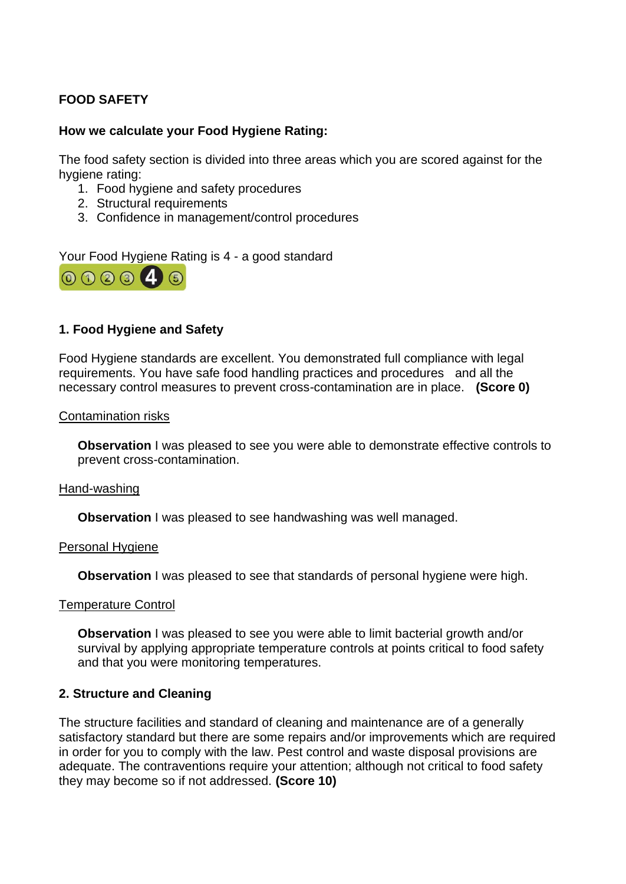**FOOD SAFETY**

**How we calculate your Food Hygiene Rating:**

The food safety section is divided into three areas which you are scored against for the hygiene rating:

1. Food hygiene and safety procedures
2. Structural requirements
3. Confidence in management/control procedures

Your Food Hygiene Rating is 4 - a good standard

**1. Food Hygiene and Safety**

Food Hygiene standards are excellent. You demonstrated full compliance with legal requirements. You have safe food handling practices and procedures and all the necessary control measures to prevent cross-contamination are in place. **(Score 0)**

Contamination risks

> **Observation** I was pleased to see you were able to demonstrate effective controls to prevent cross-contamination.

Hand-washing

> **Observation** I was pleased to see handwashing was well managed.

Personal Hygiene

> **Observation** I was pleased to see that standards of personal hygiene were high.

Temperature Control

> **Observation** I was pleased to see you were able to limit bacterial growth and/or survival by applying appropriate temperature controls at points critical to food safety and that you were monitoring temperatures.

**2. Structure and Cleaning**

The structure facilities and standard of cleaning and maintenance are of a generally satisfactory standard but there are some repairs and/or improvements which are required in order for you to comply with the law. Pest control and waste disposal provisions are adequate. The contraventions require your attention; although not critical to food safety they may become so if not addressed. **(Score 10)**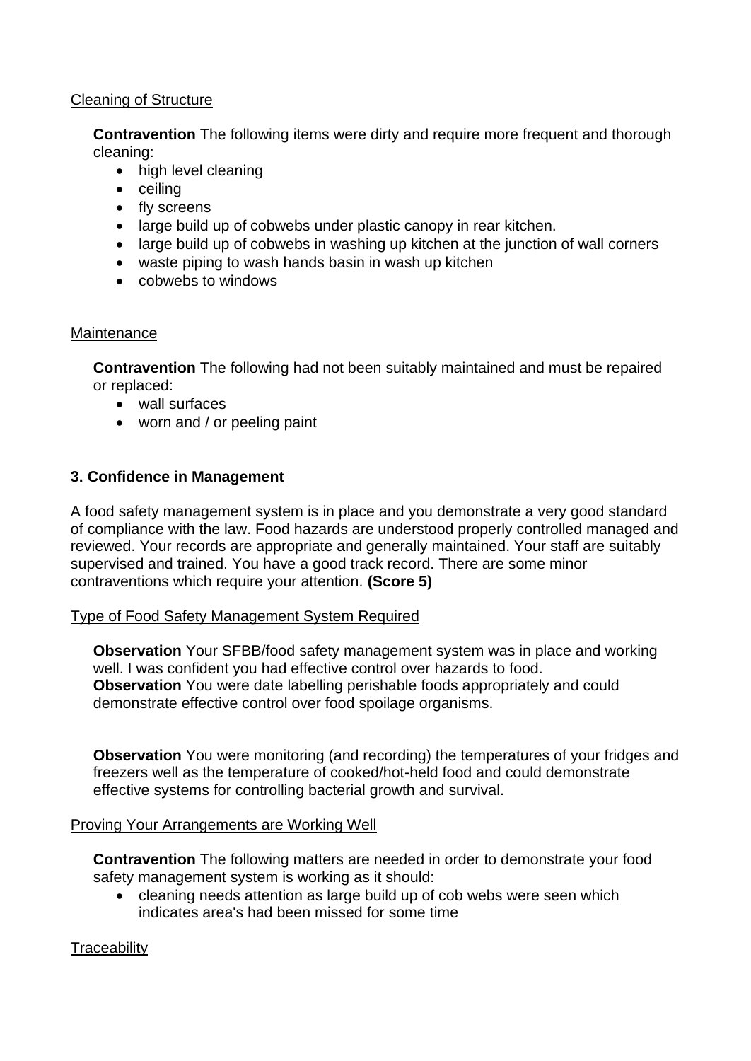Cleaning of Structure

**Contravention** The following items were dirty and require more frequent and thorough cleaning:

- high level cleaning
- ceiling
- fly screens
- large build up of cobwebs under plastic canopy in rear kitchen.
- large build up of cobwebs in washing up kitchen at the junction of wall corners
- waste piping to wash hands basin in wash up kitchen
- cobwebs to windows

Maintenance

**Contravention** The following had not been suitably maintained and must be repaired or replaced:

- wall surfaces
- worn and / or peeling paint

### 3. Confidence in Management

A food safety management system is in place and you demonstrate a very good standard of compliance with the law. Food hazards are understood properly controlled managed and reviewed. Your records are appropriate and generally maintained. Your staff are suitably supervised and trained. You have a good track record. There are some minor contraventions which require your attention. **(Score 5)**

Type of Food Safety Management System Required

**Observation** Your SFBB/food safety management system was in place and working well. I was confident you had effective control over hazards to food.
**Observation** You were date labelling perishable foods appropriately and could demonstrate effective control over food spoilage organisms.

**Observation** You were monitoring (and recording) the temperatures of your fridges and freezers well as the temperature of cooked/hot-held food and could demonstrate effective systems for controlling bacterial growth and survival.

Proving Your Arrangements are Working Well

**Contravention** The following matters are needed in order to demonstrate your food safety management system is working as it should:

- cleaning needs attention as large build up of cob webs were seen which indicates area's had been missed for some time

Traceability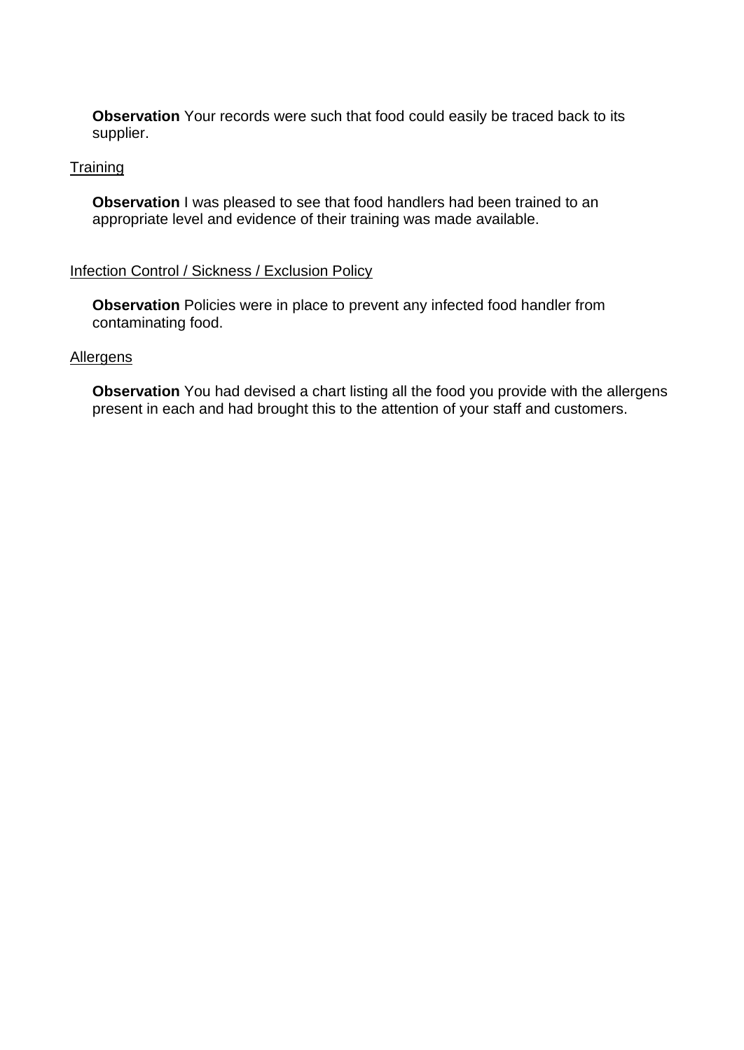**Observation** Your records were such that food could easily be traced back to its supplier.

Training

**Observation** I was pleased to see that food handlers had been trained to an appropriate level and evidence of their training was made available.

Infection Control / Sickness / Exclusion Policy

**Observation** Policies were in place to prevent any infected food handler from contaminating food.

Allergens

**Observation** You had devised a chart listing all the food you provide with the allergens present in each and had brought this to the attention of your staff and customers.